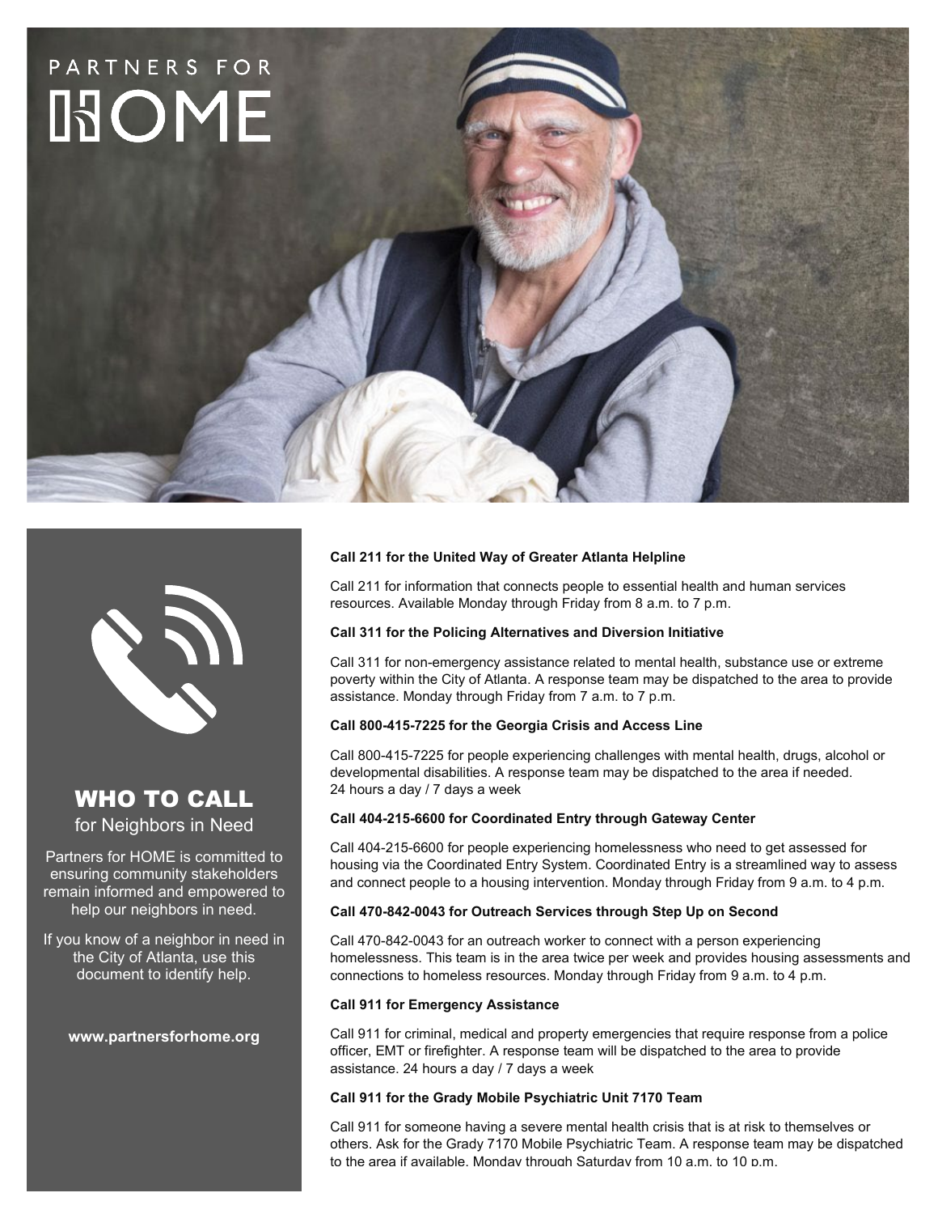PARTNERS FOR

# HOME

## WHO TO CALL

for Neighbors in Need

Partners for HOME is committed to ensuring community stakeholders remain informed and empowered to help our neighbors in need.

If you know of a neighbor in need in the City of Atlanta, use this document to identify help.

**www.partnersforhome.org**

**Call 211 for the United Way of Greater Atlanta Helpline**

Call 211 for information that connects people to essential health and human services resources. Available Monday through Friday from 8 a.m. to 7 p.m.

**Call 311 for the Policing Alternatives and Diversion Initiative**

Call 311 for non-emergency assistance related to mental health, substance use or extreme poverty within the City of Atlanta. A response team may be dispatched to the area to provide assistance. Monday through Friday from 7 a.m. to 7 p.m.

**Call 800-415-7225 for the Georgia Crisis and Access Line**

Call 800-415-7225 for people experiencing challenges with mental health, drugs, alcohol or developmental disabilities. A response team may be dispatched to the area if needed. 24 hours a day / 7 days a week

**Call 404-215-6600 for Coordinated Entry through Gateway Center**

Call 404-215-6600 for people experiencing homelessness who need to get assessed for housing via the Coordinated Entry System. Coordinated Entry is a streamlined way to assess and connect people to a housing intervention. Monday through Friday from 9 a.m. to 4 p.m.

**Call 470-842-0043 for Outreach Services through Step Up on Second**

Call 470-842-0043 for an outreach worker to connect with a person experiencing homelessness. This team is in the area twice per week and provides housing assessments and connections to homeless resources. Monday through Friday from 9 a.m. to 4 p.m.

**Call 911 for Emergency Assistance**

Call 911 for criminal, medical and property emergencies that require response from a police officer, EMT or firefighter. A response team will be dispatched to the area to provide assistance. 24 hours a day / 7 days a week

**Call 911 for the Grady Mobile Psychiatric Unit 7170 Team**

Call 911 for someone having a severe mental health crisis that is at risk to themselves or others. Ask for the Grady 7170 Mobile Psychiatric Team. A response team may be dispatched to the area if available. Monday through Saturday from 10 a.m. to 10 p.m.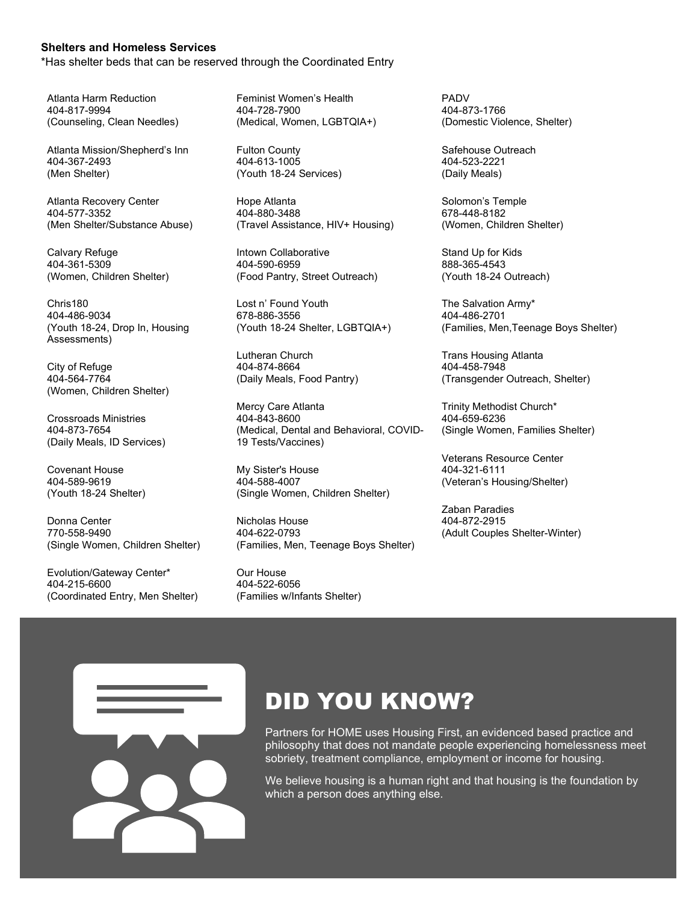**Shelters and Homeless Services**

*Has shelter beds that can be reserved through the Coordinated Entry

Atlanta Harm Reduction
404-817-9994
(Counseling, Clean Needles)

Atlanta Mission/Shepherd's Inn
404-367-2493
(Men Shelter)

Atlanta Recovery Center
404-577-3352
(Men Shelter/Substance Abuse)

Calvary Refuge
404-361-5309
(Women, Children Shelter)

Chris180
404-486-9034
(Youth 18-24, Drop In, Housing Assessments)

City of Refuge
404-564-7764
(Women, Children Shelter)

Crossroads Ministries
404-873-7654
(Daily Meals, ID Services)

Covenant House
404-589-9619
(Youth 18-24 Shelter)

Donna Center
770-558-9490
(Single Women, Children Shelter)

Evolution/Gateway Center*
404-215-6600
(Coordinated Entry, Men Shelter)

Feminist Women's Health
404-728-7900
(Medical, Women, LGBTQIA+)

Fulton County
404-613-1005
(Youth 18-24 Services)

Hope Atlanta
404-880-3488
(Travel Assistance, HIV+ Housing)

Intown Collaborative
404-590-6959
(Food Pantry, Street Outreach)

Lost n' Found Youth
678-886-3556
(Youth 18-24 Shelter, LGBTQIA+)

Lutheran Church
404-874-8664
(Daily Meals, Food Pantry)

Mercy Care Atlanta
404-843-8600
(Medical, Dental and Behavioral, COVID-19 Tests/Vaccines)

My Sister's House
404-588-4007
(Single Women, Children Shelter)

Nicholas House
404-622-0793
(Families, Men, Teenage Boys Shelter)

Our House
404-522-6056
(Families w/Infants Shelter)

PADV
404-873-1766
(Domestic Violence, Shelter)

Safehouse Outreach
404-523-2221
(Daily Meals)

Solomon's Temple
678-448-8182
(Women, Children Shelter)

Stand Up for Kids
888-365-4543
(Youth 18-24 Outreach)

The Salvation Army*
404-486-2701
(Families, Men,Teenage Boys Shelter)

Trans Housing Atlanta
404-458-7948
(Transgender Outreach, Shelter)

Trinity Methodist Church*
404-659-6236
(Single Women, Families Shelter)

Veterans Resource Center
404-321-6111
(Veteran's Housing/Shelter)

Zaban Paradies
404-872-2915
(Adult Couples Shelter-Winter)

## DID YOU KNOW?

Partners for HOME uses Housing First, an evidenced based practice and philosophy that does not mandate people experiencing homelessness meet sobriety, treatment compliance, employment or income for housing.

We believe housing is a human right and that housing is the foundation by which a person does anything else.